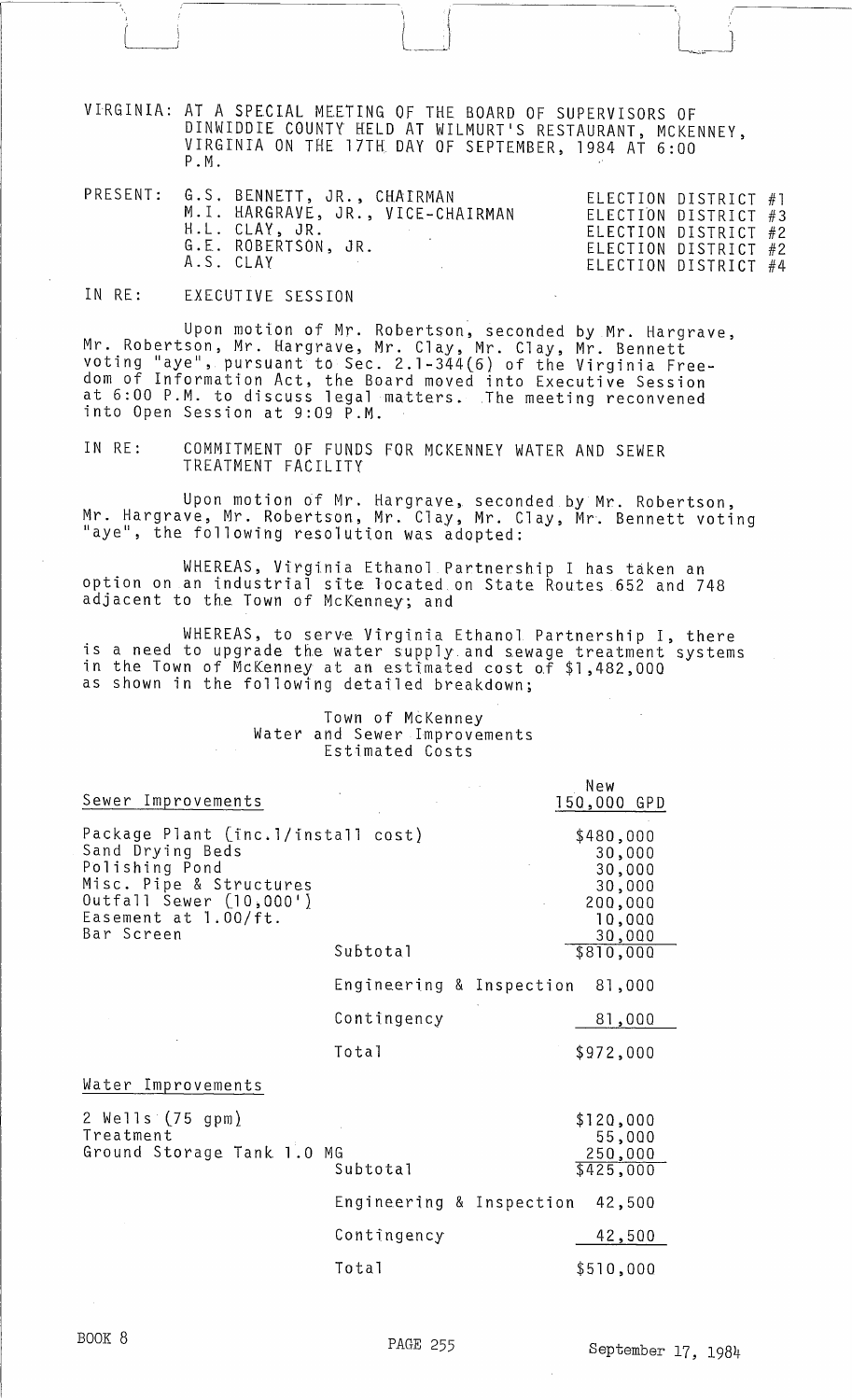VIRGINIA: AT A SPECIAL MEETING OF THE BOARD OF SUPERVISORS OF DINWIDDIE COUNTY HELD AT WILMURT'S RESTAURANT, MCKENNEY, VIRGINIA ON THE 17TH DAY OF SEPTEMBER, 1984 AT 6:00 P.M.

| PRESENT: | | |
|---|---|---|
| | G.S. BENNETT, JR., CHAIRMAN | ELECTION DISTRICT #1 |
| | M.I. HARGRAVE, JR., VICE-CHAIRMAN | ELECTION DISTRICT #3 |
| | H.L. CLAY, JR. | ELECTION DISTRICT #2 |
| | G.E. ROBERTSON, JR. | ELECTION DISTRICT #2 |
| | A.S. CLAY | ELECTION DISTRICT #4 |

IN RE: EXECUTIVE SESSION

Upon motion of Mr. Robertson, seconded by Mr. Hargrave, Mr. Robertson, Mr. Hargrave, Mr. Clay, Mr. Clay, Mr. Bennett voting "aye", pursuant to Sec. 2.1-344(6) of the Virginia Freedom of Information Act, the Board moved into Executive Session at 6:00 P.M. to discuss legal matters. The meeting reconvened into Open Session at 9:09 P.M.

IN RE: COMMITMENT OF FUNDS FOR MCKENNEY WATER AND SEWER TREATMENT FACILITY

Upon motion of Mr. Hargrave, seconded by Mr. Robertson, Mr. Hargrave, Mr. Robertson, Mr. Clay, Mr. Clay, Mr. Bennett voting "aye", the following resolution was adopted:

WHEREAS, Virginia Ethanol Partnership I has taken an option on an industrial site located on State Routes 652 and 748 adjacent to the Town of McKenney; and

WHEREAS, to serve Virginia Ethanol Partnership I, there is a need to upgrade the water supply and sewage treatment systems in the Town of McKenney at an estimated cost of $1,482,000 as shown in the following detailed breakdown;

Town of McKenney
Water and Sewer Improvements
Estimated Costs

| Sewer Improvements | | New 150,000 GPD |
|---|---|---|
| Package Plant (inc.1/install cost) | | $480,000 |
| Sand Drying Beds | | 30,000 |
| Polishing Pond | | 30,000 |
| Misc. Pipe & Structures | | 30,000 |
| Outfall Sewer (10,000') | | 200,000 |
| Easement at 1.00/ft. | | 10,000 |
| Bar Screen | | 30,000 |
| | Subtotal | $810,000 |
| | Engineering & Inspection | 81,000 |
| | Contingency | 81,000 |
| | Total | $972,000 |

| Water Improvements | | |
|---|---|---|
| 2 Wells (75 gpm) | | $120,000 |
| Treatment | | 55,000 |
| Ground Storage Tank 1.0 MG | | 250,000 |
| | Subtotal | $425,000 |
| | Engineering & Inspection | 42,500 |
| | Contingency | 42,500 |
| | Total | $510,000 |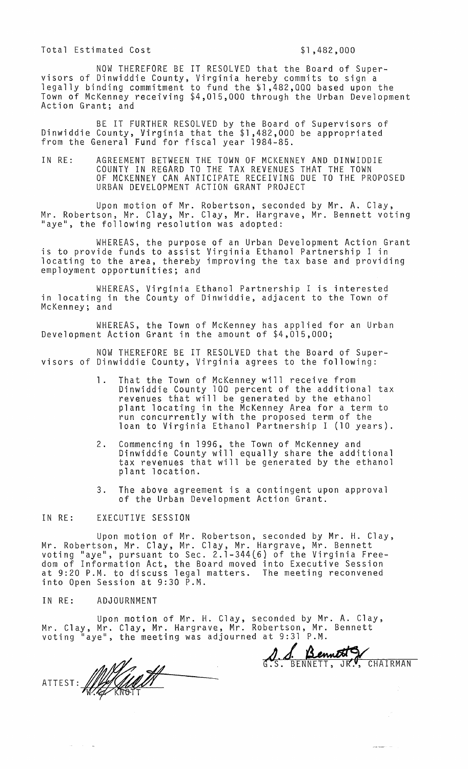Total Estimated Cost $1,482,000

NOW THEREFORE BE IT RESOLVED that the Board of Supervisors of Dinwiddie County, Virginia hereby commits to sign a legally binding commitment to fund the $1,482,000 based upon the Town of McKenney receiving $4,015,000 through the Urban Development Action Grant; and

BE IT FURTHER RESOLVED by the Board of Supervisors of Dinwiddie County, Virginia that the $1,482,000 be appropriated from the General Fund for fiscal year 1984-85.

IN RE: AGREEMENT BETWEEN THE TOWN OF MCKENNEY AND DINWIDDIE COUNTY IN REGARD TO THE TAX REVENUES THAT THE TOWN OF MCKENNEY CAN ANTICIPATE RECEIVING DUE TO THE PROPOSED URBAN DEVELOPMENT ACTION GRANT PROJECT

Upon motion of Mr. Robertson, seconded by Mr. A. Clay, Mr. Robertson, Mr. Clay, Mr. Clay, Mr. Hargrave, Mr. Bennett voting "aye", the following resolution was adopted:

WHEREAS, the purpose of an Urban Development Action Grant is to provide funds to assist Virginia Ethanol Partnership I in locating to the area, thereby improving the tax base and providing employment opportunities; and

WHEREAS, Virginia Ethanol Partnership I is interested in locating in the County of Dinwiddie, adjacent to the Town of McKenney; and

WHEREAS, the Town of McKenney has applied for an Urban Development Action Grant in the amount of $4,015,000;

NOW THEREFORE BE IT RESOLVED that the Board of Supervisors of Dinwiddie County, Virginia agrees to the following:

1. That the Town of McKenney will receive from Dinwiddie County 100 percent of the additional tax revenues that will be generated by the ethanol plant locating in the McKenney Area for a term to run concurrently with the proposed term of the loan to Virginia Ethanol Partnership I (10 years).

2. Commencing in 1996, the Town of McKenney and Dinwiddie County will equally share the additional tax revenues that will be generated by the ethanol plant location.

3. The above agreement is a contingent upon approval of the Urban Development Action Grant.

IN RE: EXECUTIVE SESSION

Upon motion of Mr. Robertson, seconded by Mr. H. Clay, Mr. Robertson, Mr. Clay, Mr. Clay, Mr. Hargrave, Mr. Bennett voting "aye", pursuant to Sec. 2.1-344(6) of the Virginia Freedom of Information Act, the Board moved into Executive Session at 9:20 P.M. to discuss legal matters. The meeting reconvened into Open Session at 9:30 P.M.

IN RE: ADJOURNMENT

Upon motion of Mr. H. Clay, seconded by Mr. A. Clay, Mr. Clay, Mr. Clay, Mr. Hargrave, Mr. Robertson, Mr. Bennett voting "aye", the meeting was adjourned at 9:31 P.M.

G.S. BENNETT, JR., CHAIRMAN

ATTEST: W.C. KNOTT